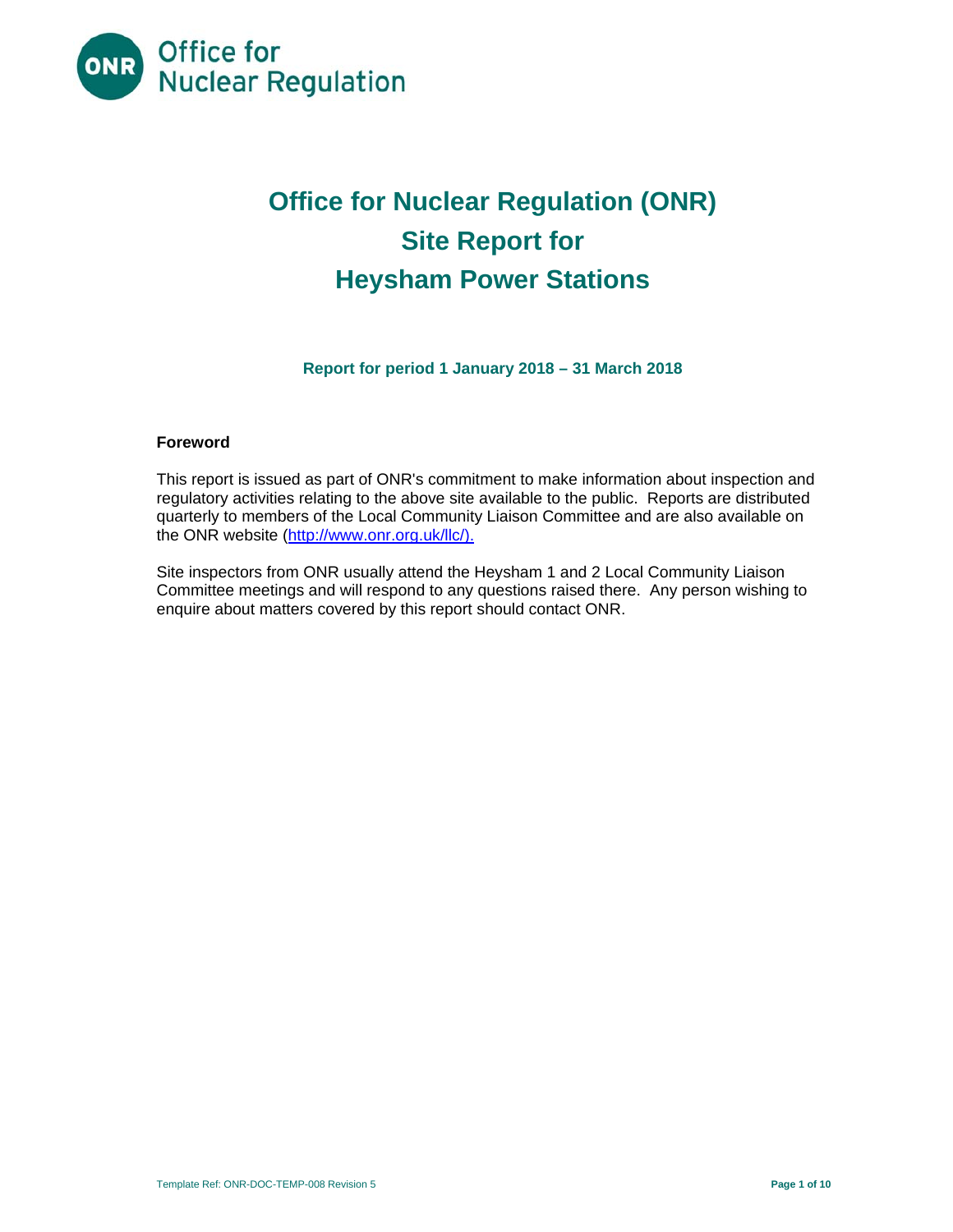# Office for Nuclear Regulation (ONR)
# Site Report for
# Heysham Power Stations

**Report for period 1 January 2018 – 31 March 2018**

### Foreword

This report is issued as part of ONR's commitment to make information about inspection and regulatory activities relating to the above site available to the public. Reports are distributed quarterly to members of the Local Community Liaison Committee and are also available on the ONR website (http://www.onr.org.uk/llc/).

Site inspectors from ONR usually attend the Heysham 1 and 2 Local Community Liaison Committee meetings and will respond to any questions raised there. Any person wishing to enquire about matters covered by this report should contact ONR.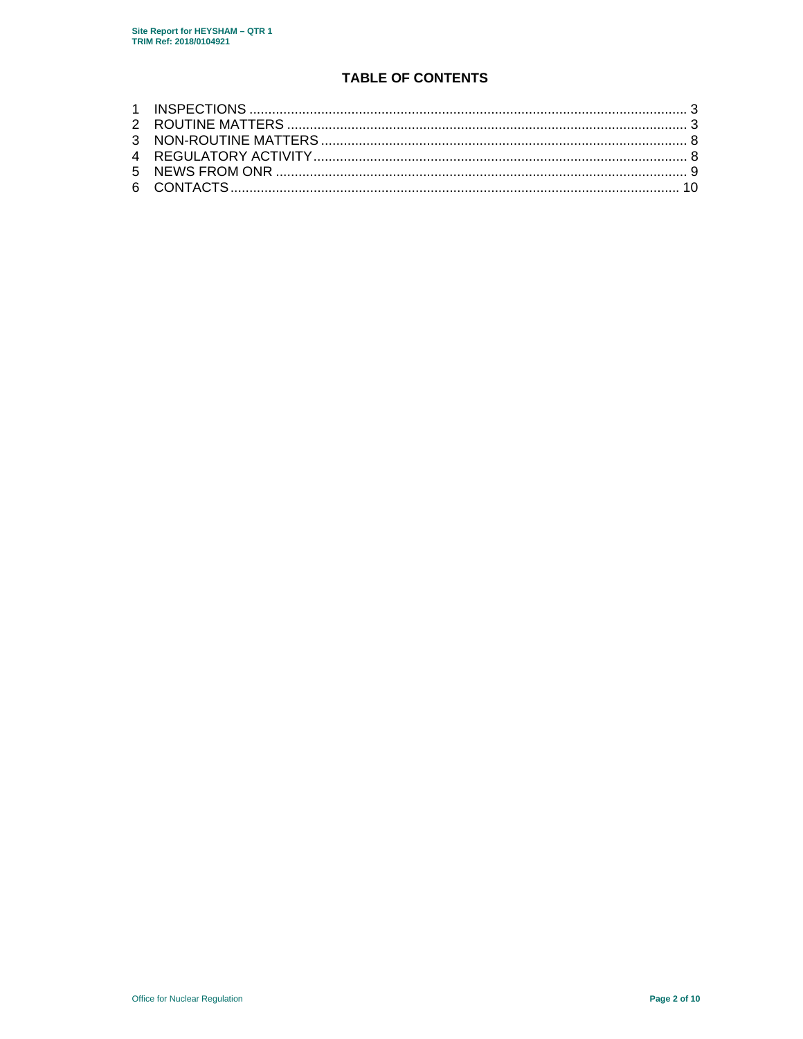# TABLE OF CONTENTS

1 INSPECTIONS .......... 3
2 ROUTINE MATTERS .......... 3
3 NON-ROUTINE MATTERS .......... 8
4 REGULATORY ACTIVITY .......... 8
5 NEWS FROM ONR .......... 9
6 CONTACTS .......... 10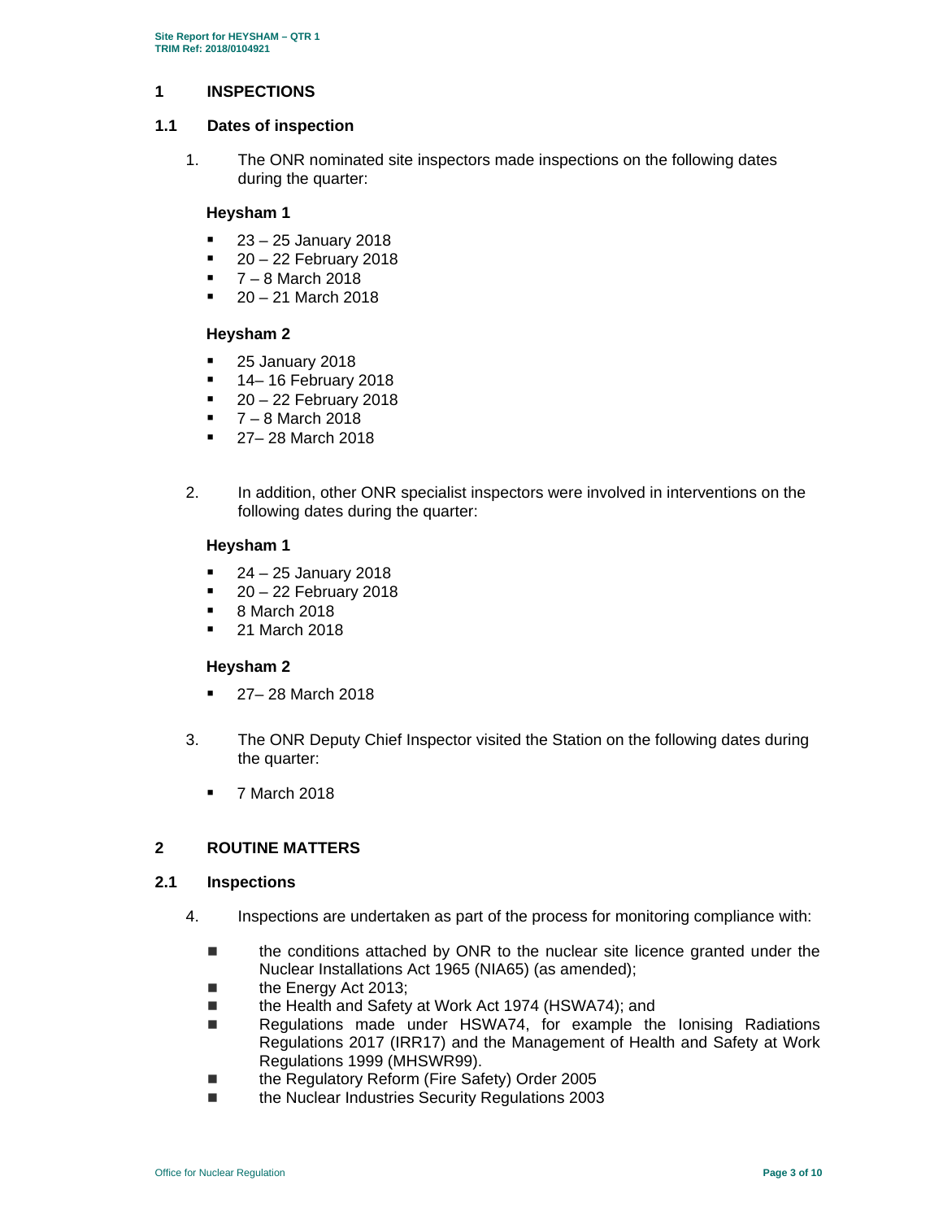# 1 INSPECTIONS

## 1.1 Dates of inspection

1. The ONR nominated site inspectors made inspections on the following dates during the quarter:

**Heysham 1**

- 23 – 25 January 2018
- 20 – 22 February 2018
- 7 – 8 March 2018
- 20 – 21 March 2018

**Heysham 2**

- 25 January 2018
- 14– 16 February 2018
- 20 – 22 February 2018
- 7 – 8 March 2018
- 27– 28 March 2018

2. In addition, other ONR specialist inspectors were involved in interventions on the following dates during the quarter:

**Heysham 1**

- 24 – 25 January 2018
- 20 – 22 February 2018
- 8 March 2018
- 21 March 2018

**Heysham 2**

- 27– 28 March 2018

3. The ONR Deputy Chief Inspector visited the Station on the following dates during the quarter:

- 7 March 2018

# 2 ROUTINE MATTERS

## 2.1 Inspections

4. Inspections are undertaken as part of the process for monitoring compliance with:

- the conditions attached by ONR to the nuclear site licence granted under the Nuclear Installations Act 1965 (NIA65) (as amended);
- the Energy Act 2013;
- the Health and Safety at Work Act 1974 (HSWA74); and
- Regulations made under HSWA74, for example the Ionising Radiations Regulations 2017 (IRR17) and the Management of Health and Safety at Work Regulations 1999 (MHSWR99).
- the Regulatory Reform (Fire Safety) Order 2005
- the Nuclear Industries Security Regulations 2003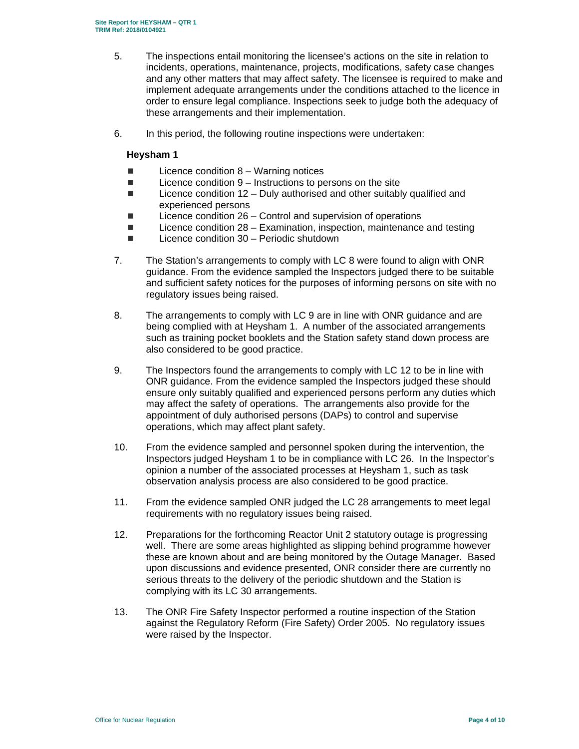5. The inspections entail monitoring the licensee's actions on the site in relation to incidents, operations, maintenance, projects, modifications, safety case changes and any other matters that may affect safety. The licensee is required to make and implement adequate arrangements under the conditions attached to the licence in order to ensure legal compliance. Inspections seek to judge both the adequacy of these arrangements and their implementation.

6. In this period, the following routine inspections were undertaken:

**Heysham 1**

- Licence condition 8 – Warning notices
- Licence condition 9 – Instructions to persons on the site
- Licence condition 12 – Duly authorised and other suitably qualified and experienced persons
- Licence condition 26 – Control and supervision of operations
- Licence condition 28 – Examination, inspection, maintenance and testing
- Licence condition 30 – Periodic shutdown

7. The Station's arrangements to comply with LC 8 were found to align with ONR guidance. From the evidence sampled the Inspectors judged there to be suitable and sufficient safety notices for the purposes of informing persons on site with no regulatory issues being raised.

8. The arrangements to comply with LC 9 are in line with ONR guidance and are being complied with at Heysham 1. A number of the associated arrangements such as training pocket booklets and the Station safety stand down process are also considered to be good practice.

9. The Inspectors found the arrangements to comply with LC 12 to be in line with ONR guidance. From the evidence sampled the Inspectors judged these should ensure only suitably qualified and experienced persons perform any duties which may affect the safety of operations. The arrangements also provide for the appointment of duly authorised persons (DAPs) to control and supervise operations, which may affect plant safety.

10. From the evidence sampled and personnel spoken during the intervention, the Inspectors judged Heysham 1 to be in compliance with LC 26. In the Inspector's opinion a number of the associated processes at Heysham 1, such as task observation analysis process are also considered to be good practice.

11. From the evidence sampled ONR judged the LC 28 arrangements to meet legal requirements with no regulatory issues being raised.

12. Preparations for the forthcoming Reactor Unit 2 statutory outage is progressing well. There are some areas highlighted as slipping behind programme however these are known about and are being monitored by the Outage Manager. Based upon discussions and evidence presented, ONR consider there are currently no serious threats to the delivery of the periodic shutdown and the Station is complying with its LC 30 arrangements.

13. The ONR Fire Safety Inspector performed a routine inspection of the Station against the Regulatory Reform (Fire Safety) Order 2005. No regulatory issues were raised by the Inspector.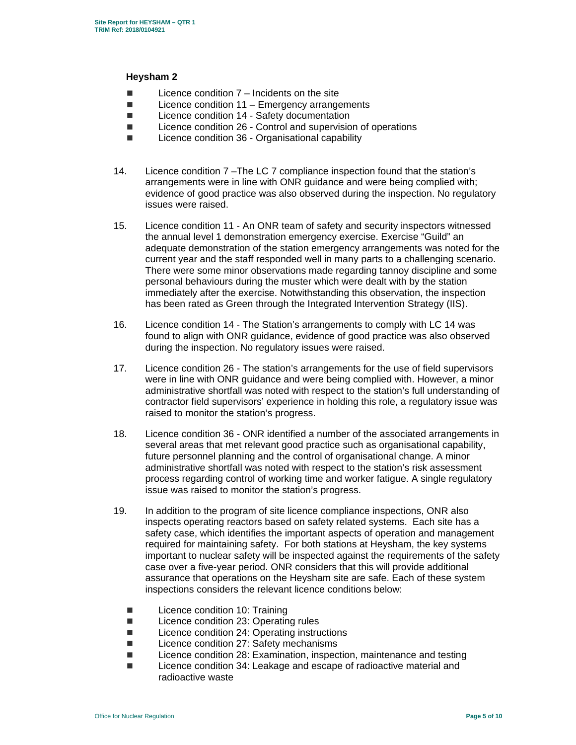### Heysham 2

- Licence condition 7 – Incidents on the site
- Licence condition 11 – Emergency arrangements
- Licence condition 14 - Safety documentation
- Licence condition 26 - Control and supervision of operations
- Licence condition 36 - Organisational capability

14. Licence condition 7 –The LC 7 compliance inspection found that the station's arrangements were in line with ONR guidance and were being complied with; evidence of good practice was also observed during the inspection. No regulatory issues were raised.

15. Licence condition 11 - An ONR team of safety and security inspectors witnessed the annual level 1 demonstration emergency exercise. Exercise "Guild" an adequate demonstration of the station emergency arrangements was noted for the current year and the staff responded well in many parts to a challenging scenario. There were some minor observations made regarding tannoy discipline and some personal behaviours during the muster which were dealt with by the station immediately after the exercise. Notwithstanding this observation, the inspection has been rated as Green through the Integrated Intervention Strategy (IIS).

16. Licence condition 14 - The Station's arrangements to comply with LC 14 was found to align with ONR guidance, evidence of good practice was also observed during the inspection. No regulatory issues were raised.

17. Licence condition 26 - The station's arrangements for the use of field supervisors were in line with ONR guidance and were being complied with. However, a minor administrative shortfall was noted with respect to the station's full understanding of contractor field supervisors' experience in holding this role, a regulatory issue was raised to monitor the station's progress.

18. Licence condition 36 - ONR identified a number of the associated arrangements in several areas that met relevant good practice such as organisational capability, future personnel planning and the control of organisational change. A minor administrative shortfall was noted with respect to the station's risk assessment process regarding control of working time and worker fatigue. A single regulatory issue was raised to monitor the station's progress.

19. In addition to the program of site licence compliance inspections, ONR also inspects operating reactors based on safety related systems. Each site has a safety case, which identifies the important aspects of operation and management required for maintaining safety. For both stations at Heysham, the key systems important to nuclear safety will be inspected against the requirements of the safety case over a five-year period. ONR considers that this will provide additional assurance that operations on the Heysham site are safe. Each of these system inspections considers the relevant licence conditions below:

    - Licence condition 10: Training
    - Licence condition 23: Operating rules
    - Licence condition 24: Operating instructions
    - Licence condition 27: Safety mechanisms
    - Licence condition 28: Examination, inspection, maintenance and testing
    - Licence condition 34: Leakage and escape of radioactive material and radioactive waste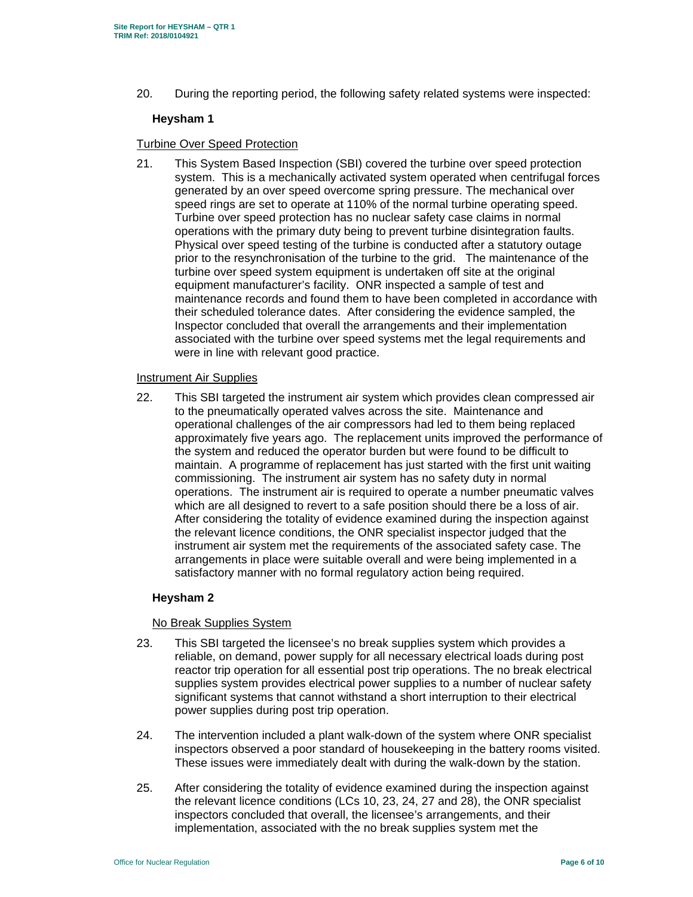20. During the reporting period, the following safety related systems were inspected:

**Heysham 1**

Turbine Over Speed Protection

21. This System Based Inspection (SBI) covered the turbine over speed protection system. This is a mechanically activated system operated when centrifugal forces generated by an over speed overcome spring pressure. The mechanical over speed rings are set to operate at 110% of the normal turbine operating speed. Turbine over speed protection has no nuclear safety case claims in normal operations with the primary duty being to prevent turbine disintegration faults. Physical over speed testing of the turbine is conducted after a statutory outage prior to the resynchronisation of the turbine to the grid. The maintenance of the turbine over speed system equipment is undertaken off site at the original equipment manufacturer's facility. ONR inspected a sample of test and maintenance records and found them to have been completed in accordance with their scheduled tolerance dates. After considering the evidence sampled, the Inspector concluded that overall the arrangements and their implementation associated with the turbine over speed systems met the legal requirements and were in line with relevant good practice.

Instrument Air Supplies

22. This SBI targeted the instrument air system which provides clean compressed air to the pneumatically operated valves across the site. Maintenance and operational challenges of the air compressors had led to them being replaced approximately five years ago. The replacement units improved the performance of the system and reduced the operator burden but were found to be difficult to maintain. A programme of replacement has just started with the first unit waiting commissioning. The instrument air system has no safety duty in normal operations. The instrument air is required to operate a number pneumatic valves which are all designed to revert to a safe position should there be a loss of air. After considering the totality of evidence examined during the inspection against the relevant licence conditions, the ONR specialist inspector judged that the instrument air system met the requirements of the associated safety case. The arrangements in place were suitable overall and were being implemented in a satisfactory manner with no formal regulatory action being required.

**Heysham 2**

No Break Supplies System

23. This SBI targeted the licensee's no break supplies system which provides a reliable, on demand, power supply for all necessary electrical loads during post reactor trip operation for all essential post trip operations. The no break electrical supplies system provides electrical power supplies to a number of nuclear safety significant systems that cannot withstand a short interruption to their electrical power supplies during post trip operation.

24. The intervention included a plant walk-down of the system where ONR specialist inspectors observed a poor standard of housekeeping in the battery rooms visited. These issues were immediately dealt with during the walk-down by the station.

25. After considering the totality of evidence examined during the inspection against the relevant licence conditions (LCs 10, 23, 24, 27 and 28), the ONR specialist inspectors concluded that overall, the licensee's arrangements, and their implementation, associated with the no break supplies system met the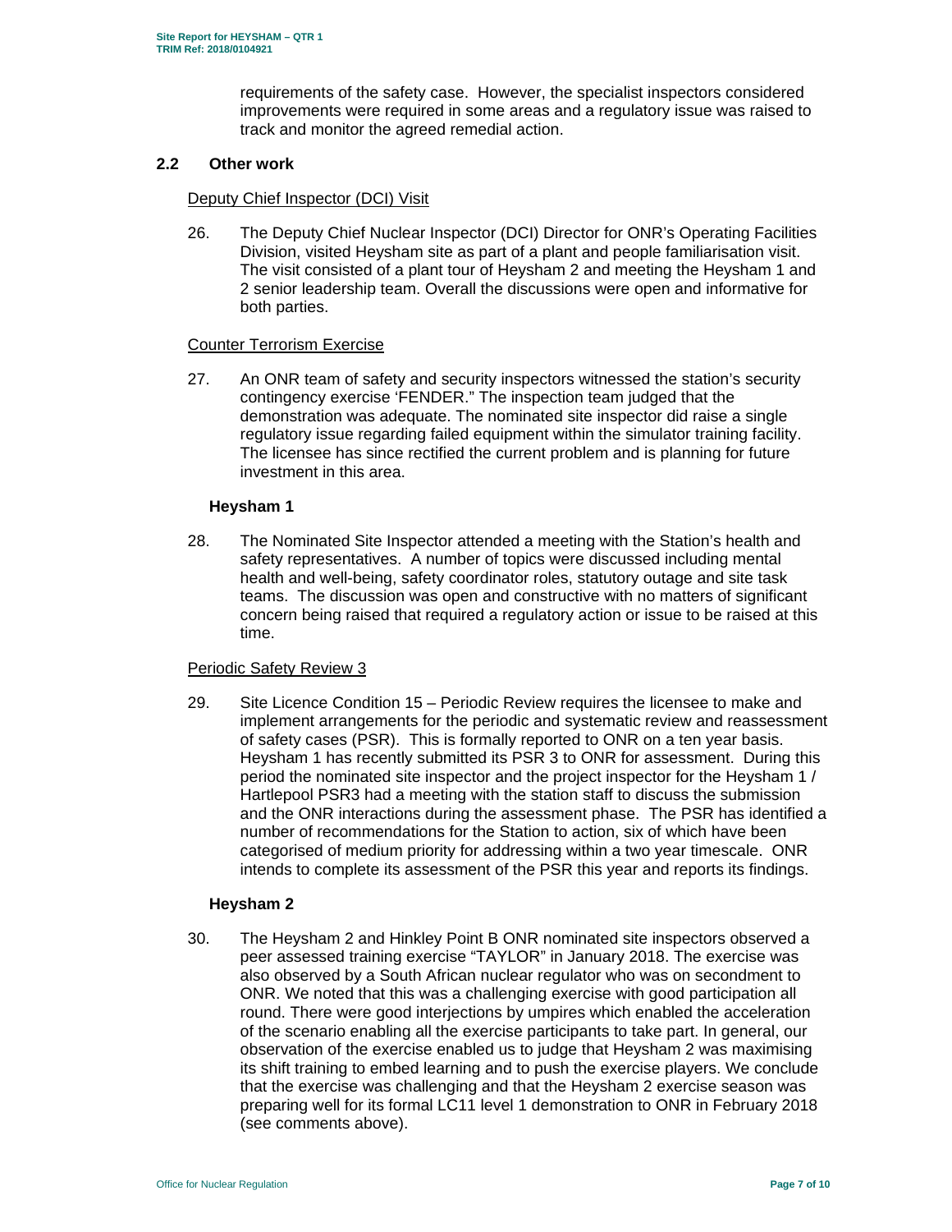requirements of the safety case. However, the specialist inspectors considered improvements were required in some areas and a regulatory issue was raised to track and monitor the agreed remedial action.

## 2.2 Other work

Deputy Chief Inspector (DCI) Visit

26. The Deputy Chief Nuclear Inspector (DCI) Director for ONR's Operating Facilities Division, visited Heysham site as part of a plant and people familiarisation visit. The visit consisted of a plant tour of Heysham 2 and meeting the Heysham 1 and 2 senior leadership team. Overall the discussions were open and informative for both parties.

Counter Terrorism Exercise

27. An ONR team of safety and security inspectors witnessed the station's security contingency exercise 'FENDER.' The inspection team judged that the demonstration was adequate. The nominated site inspector did raise a single regulatory issue regarding failed equipment within the simulator training facility. The licensee has since rectified the current problem and is planning for future investment in this area.

### Heysham 1

28. The Nominated Site Inspector attended a meeting with the Station's health and safety representatives. A number of topics were discussed including mental health and well-being, safety coordinator roles, statutory outage and site task teams. The discussion was open and constructive with no matters of significant concern being raised that required a regulatory action or issue to be raised at this time.

Periodic Safety Review 3

29. Site Licence Condition 15 – Periodic Review requires the licensee to make and implement arrangements for the periodic and systematic review and reassessment of safety cases (PSR). This is formally reported to ONR on a ten year basis. Heysham 1 has recently submitted its PSR 3 to ONR for assessment. During this period the nominated site inspector and the project inspector for the Heysham 1 / Hartlepool PSR3 had a meeting with the station staff to discuss the submission and the ONR interactions during the assessment phase. The PSR has identified a number of recommendations for the Station to action, six of which have been categorised of medium priority for addressing within a two year timescale. ONR intends to complete its assessment of the PSR this year and reports its findings.

### Heysham 2

30. The Heysham 2 and Hinkley Point B ONR nominated site inspectors observed a peer assessed training exercise "TAYLOR" in January 2018. The exercise was also observed by a South African nuclear regulator who was on secondment to ONR. We noted that this was a challenging exercise with good participation all round. There were good interjections by umpires which enabled the acceleration of the scenario enabling all the exercise participants to take part. In general, our observation of the exercise enabled us to judge that Heysham 2 was maximising its shift training to embed learning and to push the exercise players. We conclude that the exercise was challenging and that the Heysham 2 exercise season was preparing well for its formal LC11 level 1 demonstration to ONR in February 2018 (see comments above).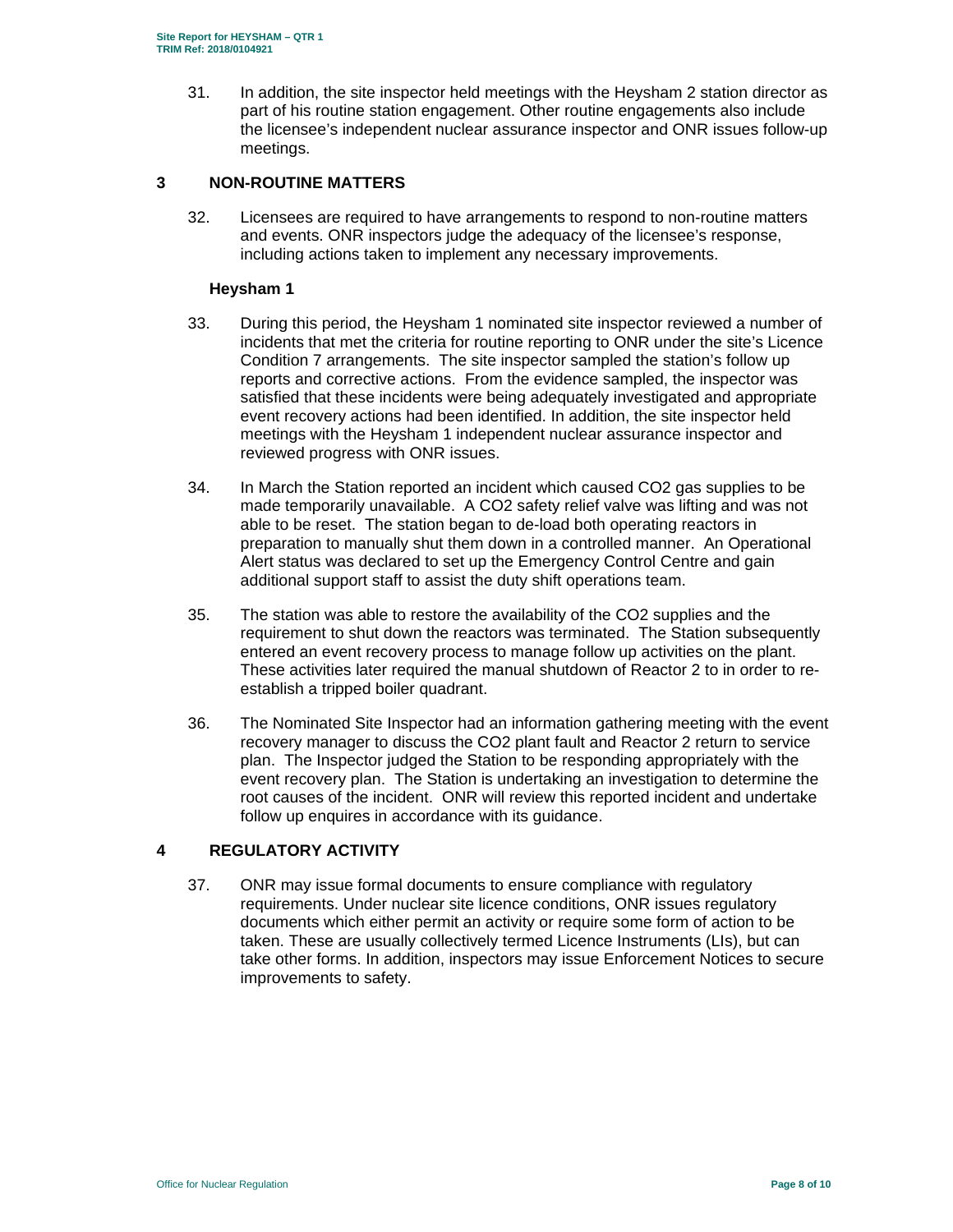31. In addition, the site inspector held meetings with the Heysham 2 station director as part of his routine station engagement. Other routine engagements also include the licensee's independent nuclear assurance inspector and ONR issues follow-up meetings.

## 3 NON-ROUTINE MATTERS

32. Licensees are required to have arrangements to respond to non-routine matters and events. ONR inspectors judge the adequacy of the licensee's response, including actions taken to implement any necessary improvements.

### Heysham 1

33. During this period, the Heysham 1 nominated site inspector reviewed a number of incidents that met the criteria for routine reporting to ONR under the site's Licence Condition 7 arrangements. The site inspector sampled the station's follow up reports and corrective actions. From the evidence sampled, the inspector was satisfied that these incidents were being adequately investigated and appropriate event recovery actions had been identified. In addition, the site inspector held meetings with the Heysham 1 independent nuclear assurance inspector and reviewed progress with ONR issues.

34. In March the Station reported an incident which caused $CO_2$ gas supplies to be made temporarily unavailable. A $CO_2$ safety relief valve was lifting and was not able to be reset. The station began to de-load both operating reactors in preparation to manually shut them down in a controlled manner. An Operational Alert status was declared to set up the Emergency Control Centre and gain additional support staff to assist the duty shift operations team.

35. The station was able to restore the availability of the $CO_2$ supplies and the requirement to shut down the reactors was terminated. The Station subsequently entered an event recovery process to manage follow up activities on the plant. These activities later required the manual shutdown of Reactor 2 to in order to re-establish a tripped boiler quadrant.

36. The Nominated Site Inspector had an information gathering meeting with the event recovery manager to discuss the $CO_2$ plant fault and Reactor 2 return to service plan. The Inspector judged the Station to be responding appropriately with the event recovery plan. The Station is undertaking an investigation to determine the root causes of the incident. ONR will review this reported incident and undertake follow up enquires in accordance with its guidance.

## 4 REGULATORY ACTIVITY

37. ONR may issue formal documents to ensure compliance with regulatory requirements. Under nuclear site licence conditions, ONR issues regulatory documents which either permit an activity or require some form of action to be taken. These are usually collectively termed Licence Instruments (LIs), but can take other forms. In addition, inspectors may issue Enforcement Notices to secure improvements to safety.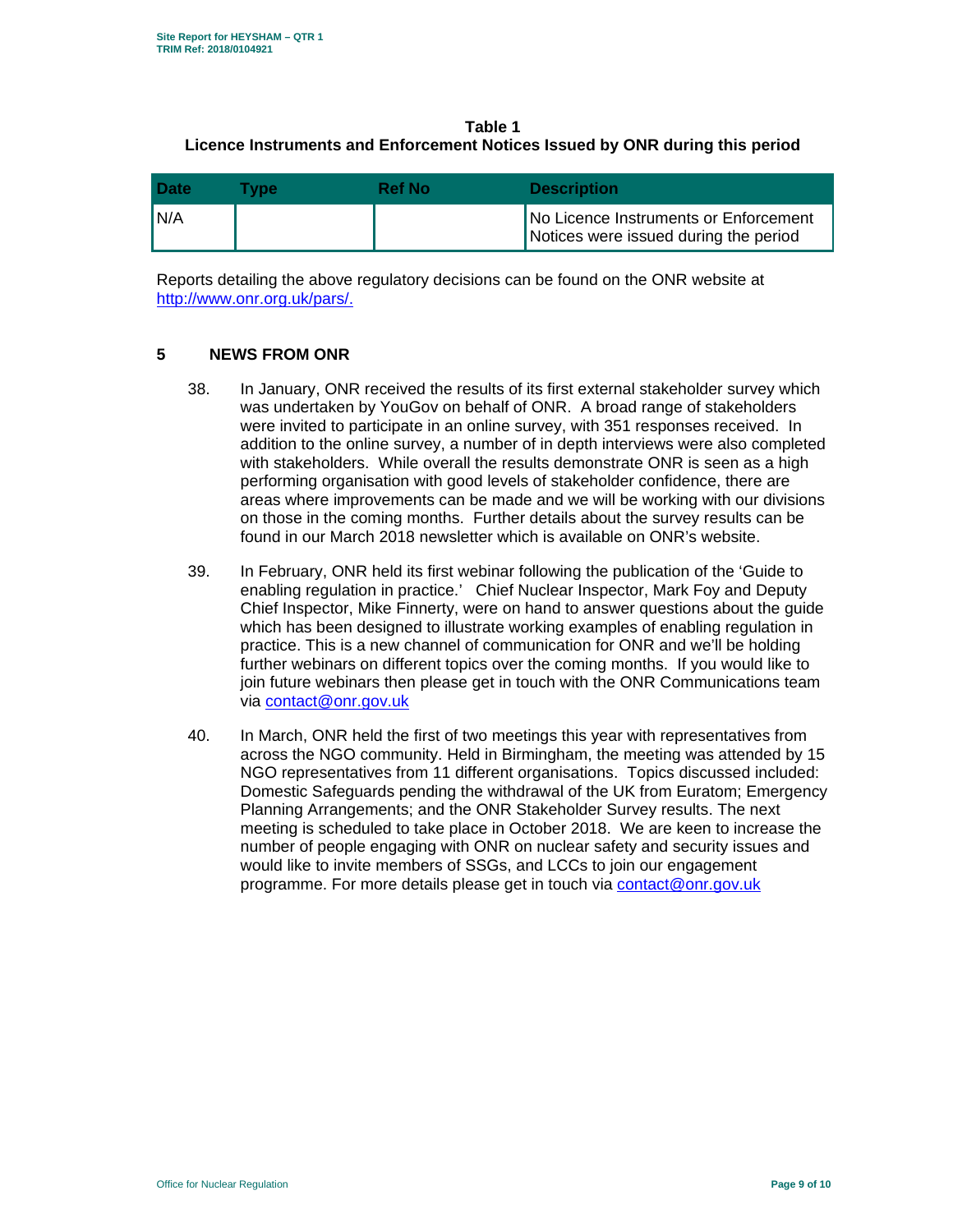**Table 1**
**Licence Instruments and Enforcement Notices Issued by ONR during this period**

| Date | Type | Ref No | Description |
|---|---|---|---|
| N/A | | | No Licence Instruments or Enforcement Notices were issued during the period |

Reports detailing the above regulatory decisions can be found on the ONR website at http://www.onr.org.uk/pars/.

## 5 NEWS FROM ONR

38. In January, ONR received the results of its first external stakeholder survey which was undertaken by YouGov on behalf of ONR. A broad range of stakeholders were invited to participate in an online survey, with 351 responses received. In addition to the online survey, a number of in depth interviews were also completed with stakeholders. While overall the results demonstrate ONR is seen as a high performing organisation with good levels of stakeholder confidence, there are areas where improvements can be made and we will be working with our divisions on those in the coming months. Further details about the survey results can be found in our March 2018 newsletter which is available on ONR's website.

39. In February, ONR held its first webinar following the publication of the 'Guide to enabling regulation in practice.' Chief Nuclear Inspector, Mark Foy and Deputy Chief Inspector, Mike Finnerty, were on hand to answer questions about the guide which has been designed to illustrate working examples of enabling regulation in practice. This is a new channel of communication for ONR and we'll be holding further webinars on different topics over the coming months. If you would like to join future webinars then please get in touch with the ONR Communications team via contact@onr.gov.uk

40. In March, ONR held the first of two meetings this year with representatives from across the NGO community. Held in Birmingham, the meeting was attended by 15 NGO representatives from 11 different organisations. Topics discussed included: Domestic Safeguards pending the withdrawal of the UK from Euratom; Emergency Planning Arrangements; and the ONR Stakeholder Survey results. The next meeting is scheduled to take place in October 2018. We are keen to increase the number of people engaging with ONR on nuclear safety and security issues and would like to invite members of SSGs, and LCCs to join our engagement programme. For more details please get in touch via contact@onr.gov.uk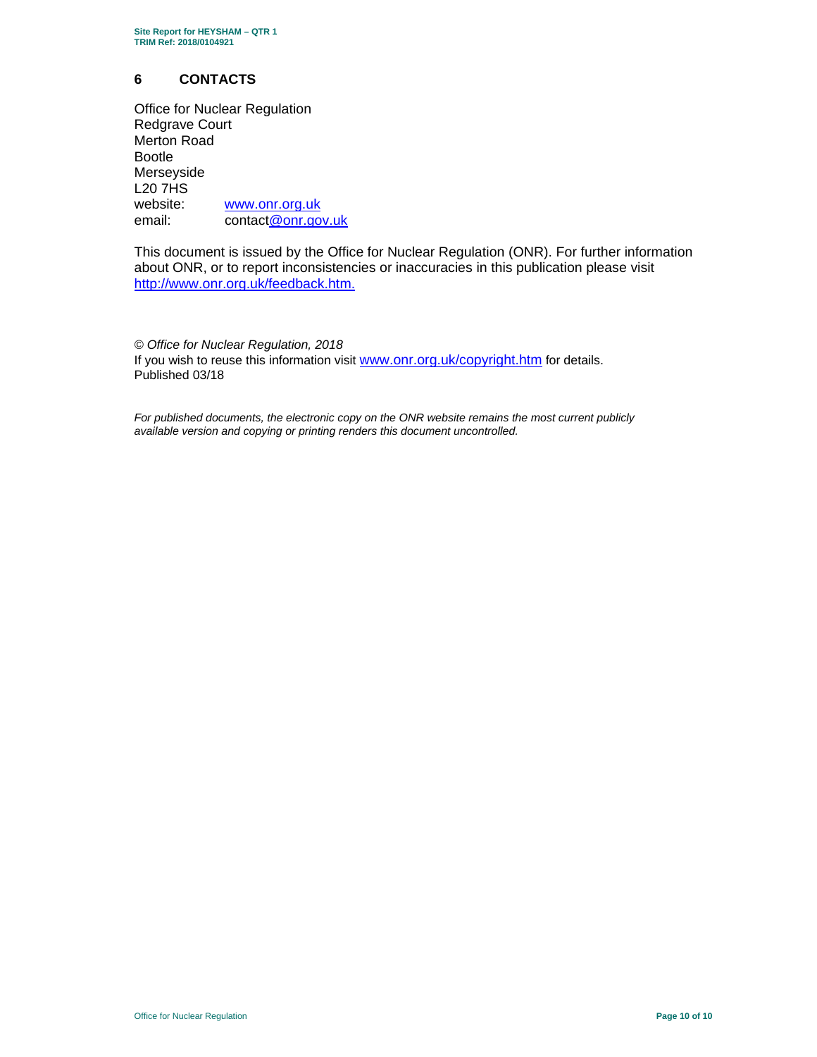## 6 CONTACTS

Office for Nuclear Regulation
Redgrave Court
Merton Road
Bootle
Merseyside
L20 7HS
website: www.onr.org.uk
email: contact@onr.gov.uk

This document is issued by the Office for Nuclear Regulation (ONR). For further information about ONR, or to report inconsistencies or inaccuracies in this publication please visit http://www.onr.org.uk/feedback.htm.

© *Office for Nuclear Regulation, 2018*
If you wish to reuse this information visit www.onr.org.uk/copyright.htm for details.
Published 03/18

*For published documents, the electronic copy on the ONR website remains the most current publicly available version and copying or printing renders this document uncontrolled.*